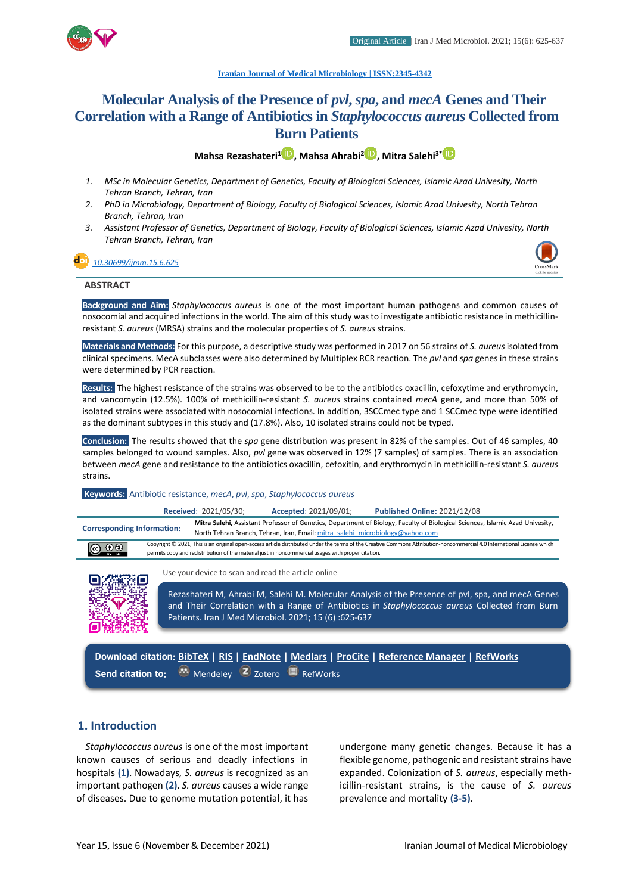Iranian Journal of Medical Microbiology | ISSN:2345-4342

# Molecular Analysis of the Presence of *pvl*, *spa*, and *mecA* Genes and Their Correlation with a Range of Antibiotics in *Staphylococcus aureus* Collected from Burn Patients

**Mahsa Rezashateri[1], Mahsa Ahrabi[2], Mitra Salehi[3*]**

1. MSc in Molecular Genetics, Department of Genetics, Faculty of Biological Sciences, Islamic Azad Univesity, North Tehran Branch, Tehran, Iran
2. PhD in Microbiology, Department of Biology, Faculty of Biological Sciences, Islamic Azad Univesity, North Tehran Branch, Tehran, Iran
3. Assistant Professor of Genetics, Department of Biology, Faculty of Biological Sciences, Islamic Azad Univesity, North Tehran Branch, Tehran, Iran

10.30699/ijmm.15.6.625

## ABSTRACT

**Background and Aim:** *Staphylococcus aureus* is one of the most important human pathogens and common causes of nosocomial and acquired infections in the world. The aim of this study was to investigate antibiotic resistance in methicillin-resistant *S. aureus* (MRSA) strains and the molecular properties of *S. aureus* strains.

**Materials and Methods:** For this purpose, a descriptive study was performed in 2017 on 56 strains of *S. aureus* isolated from clinical specimens. MecA subclasses were also determined by Multiplex RCR reaction. The *pvl* and *spa* genes in these strains were determined by PCR reaction.

**Results:** The highest resistance of the strains was observed to be to the antibiotics oxacillin, cefoxytime and erythromycin, and vancomycin (12.5%). 100% of methicillin-resistant *S. aureus* strains contained *mecA* gene, and more than 50% of isolated strains were associated with nosocomial infections. In addition, 3SCCmec type and 1 SCCmec type were identified as the dominant subtypes in this study and (17.8%). Also, 10 isolated strains could not be typed.

**Conclusion:** The results showed that the *spa* gene distribution was present in 82% of the samples. Out of 46 samples, 40 samples belonged to wound samples. Also, *pvl* gene was observed in 12% (7 samples) of samples. There is an association between *mecA* gene and resistance to the antibiotics oxacillin, cefoxitin, and erythromycin in methicillin-resistant *S. aureus* strains.

**Keywords:** Antibiotic resistance, *mecA*, *pvl*, *spa*, *Staphylococcus aureus*

**Received**: 2021/05/30; **Accepted**: 2021/09/01; **Published Online:** 2021/12/08

**Corresponding Information:** **Mitra Salehi,** Assistant Professor of Genetics, Department of Biology, Faculty of Biological Sciences, Islamic Azad Univesity, North Tehran Branch, Tehran, Iran, Email: mitra_salehi_microbiology@yahoo.com

Copyright © 2021, This is an original open-access article distributed under the terms of the Creative Commons Attribution-noncommercial 4.0 International License which permits copy and redistribution of the material just in noncommercial usages with proper citation.

Use your device to scan and read the article online

Rezashateri M, Ahrabi M, Salehi M. Molecular Analysis of the Presence of pvl, spa, and mecA Genes and Their Correlation with a Range of Antibiotics in *Staphylococcus aureus* Collected from Burn Patients. Iran J Med Microbiol. 2021; 15 (6) :625-637

**Download citation:** BibTeX | RIS | EndNote | Medlars | ProCite | Reference Manager | RefWorks

**Send citation to:** Mendeley | Zotero | RefWorks

## 1. Introduction

*Staphylococcus aureus* is one of the most important known causes of serious and deadly infections in hospitals **(1)**. Nowadays*, S. aureus* is recognized as an important pathogen **(2)**. *S. aureus* causes a wide range of diseases. Due to genome mutation potential, it has undergone many genetic changes. Because it has a flexible genome, pathogenic and resistant strains have expanded. Colonization of *S. aureus*, especially methicillin-resistant strains, is the cause of *S. aureus* prevalence and mortality **(3-5)**.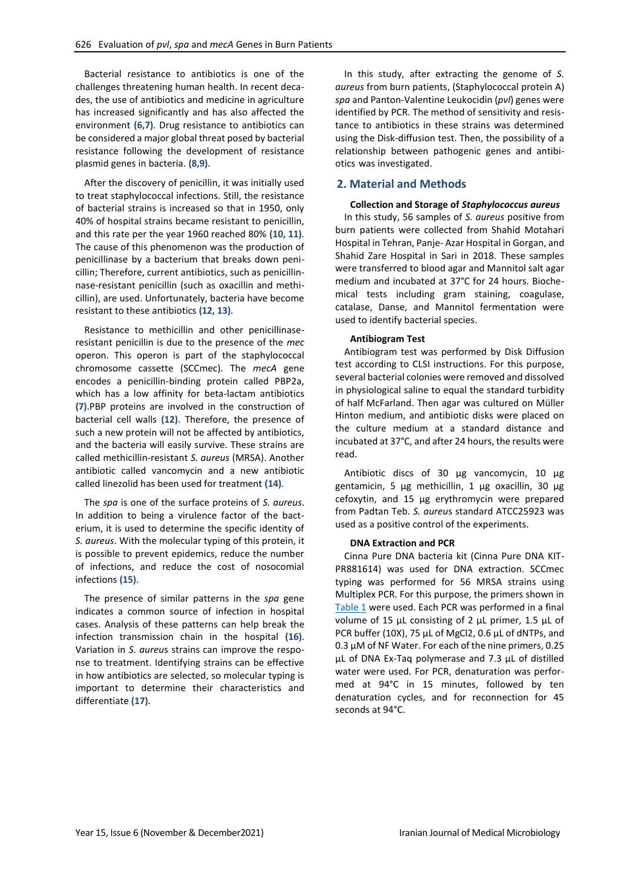Bacterial resistance to antibiotics is one of the challenges threatening human health. In recent decades, the use of antibiotics and medicine in agriculture has increased significantly and has also affected the environment **(6,7)**. Drug resistance to antibiotics can be considered a major global threat posed by bacterial resistance following the development of resistance plasmid genes in bacteria. **(8,9)**.

After the discovery of penicillin, it was initially used to treat staphylococcal infections. Still, the resistance of bacterial strains is increased so that in 1950, only 40% of hospital strains became resistant to penicillin, and this rate per the year 1960 reached 80% **(10, 11)**. The cause of this phenomenon was the production of penicillinase by a bacterium that breaks down penicillin; Therefore, current antibiotics, such as penicillinase-resistant penicillin (such as oxacillin and methicillin), are used. Unfortunately, bacteria have become resistant to these antibiotics **(12, 13)**.

Resistance to methicillin and other penicillinase-resistant penicillin is due to the presence of the *mec* operon. This operon is part of the staphylococcal chromosome cassette (SCCmec). The *mecA* gene encodes a penicillin-binding protein called PBP2a, which has a low affinity for beta-lactam antibiotics **(7)**.PBP proteins are involved in the construction of bacterial cell walls **(12)**. Therefore, the presence of such a new protein will not be affected by antibiotics, and the bacteria will easily survive. These strains are called methicillin-resistant *S. aureus* (MRSA). Another antibiotic called vancomycin and a new antibiotic called linezolid has been used for treatment **(14)**.

The *spa* is one of the surface proteins of *S. aureus*. In addition to being a virulence factor of the bacterium, it is used to determine the specific identity of *S. aureus*. With the molecular typing of this protein, it is possible to prevent epidemics, reduce the number of infections, and reduce the cost of nosocomial infections **(15)**.

The presence of similar patterns in the *spa* gene indicates a common source of infection in hospital cases. Analysis of these patterns can help break the infection transmission chain in the hospital **(16)**. Variation in *S. aureus* strains can improve the response to treatment. Identifying strains can be effective in how antibiotics are selected, so molecular typing is important to determine their characteristics and differentiate **(17)**.

In this study, after extracting the genome of *S. aureus* from burn patients, (Staphylococcal protein A) *spa* and Panton-Valentine Leukocidin (*pvl*) genes were identified by PCR. The method of sensitivity and resistance to antibiotics in these strains was determined using the Disk-diffusion test. Then, the possibility of a relationship between pathogenic genes and antibiotics was investigated.

## 2. Material and Methods

### Collection and Storage of *Staphylococcus aureus*

In this study, 56 samples of *S. aureus* positive from burn patients were collected from Shahid Motahari Hospital in Tehran, Panje- Azar Hospital in Gorgan, and Shahid Zare Hospital in Sari in 2018. These samples were transferred to blood agar and Mannitol salt agar medium and incubated at 37°C for 24 hours. Biochemical tests including gram staining, coagulase, catalase, Danse, and Mannitol fermentation were used to identify bacterial species.

### Antibiogram Test

Antibiogram test was performed by Disk Diffusion test according to CLSI instructions. For this purpose, several bacterial colonies were removed and dissolved in physiological saline to equal the standard turbidity of half McFarland. Then agar was cultured on Müller Hinton medium, and antibiotic disks were placed on the culture medium at a standard distance and incubated at 37°C, and after 24 hours, the results were read.

Antibiotic discs of 30 µg vancomycin, 10 µg gentamicin, 5 µg methicillin, 1 µg oxacillin, 30 µg cefoxytin, and 15 µg erythromycin were prepared from Padtan Teb. *S. aureus* standard ATCC25923 was used as a positive control of the experiments.

### DNA Extraction and PCR

Cinna Pure DNA bacteria kit (Cinna Pure DNA KIT-PR881614) was used for DNA extraction. SCCmec typing was performed for 56 MRSA strains using Multiplex PCR. For this purpose, the primers shown in Table 1 were used. Each PCR was performed in a final volume of 15 µL consisting of 2 µL primer, 1.5 µL of PCR buffer (10X), 75 µL of MgCl2, 0.6 µL of dNTPs, and 0.3 µM of NF Water. For each of the nine primers, 0.25 µL of DNA Ex-Taq polymerase and 7.3 µL of distilled water were used. For PCR, denaturation was performed at 94°C in 15 minutes, followed by ten denaturation cycles, and for reconnection for 45 seconds at 94°C.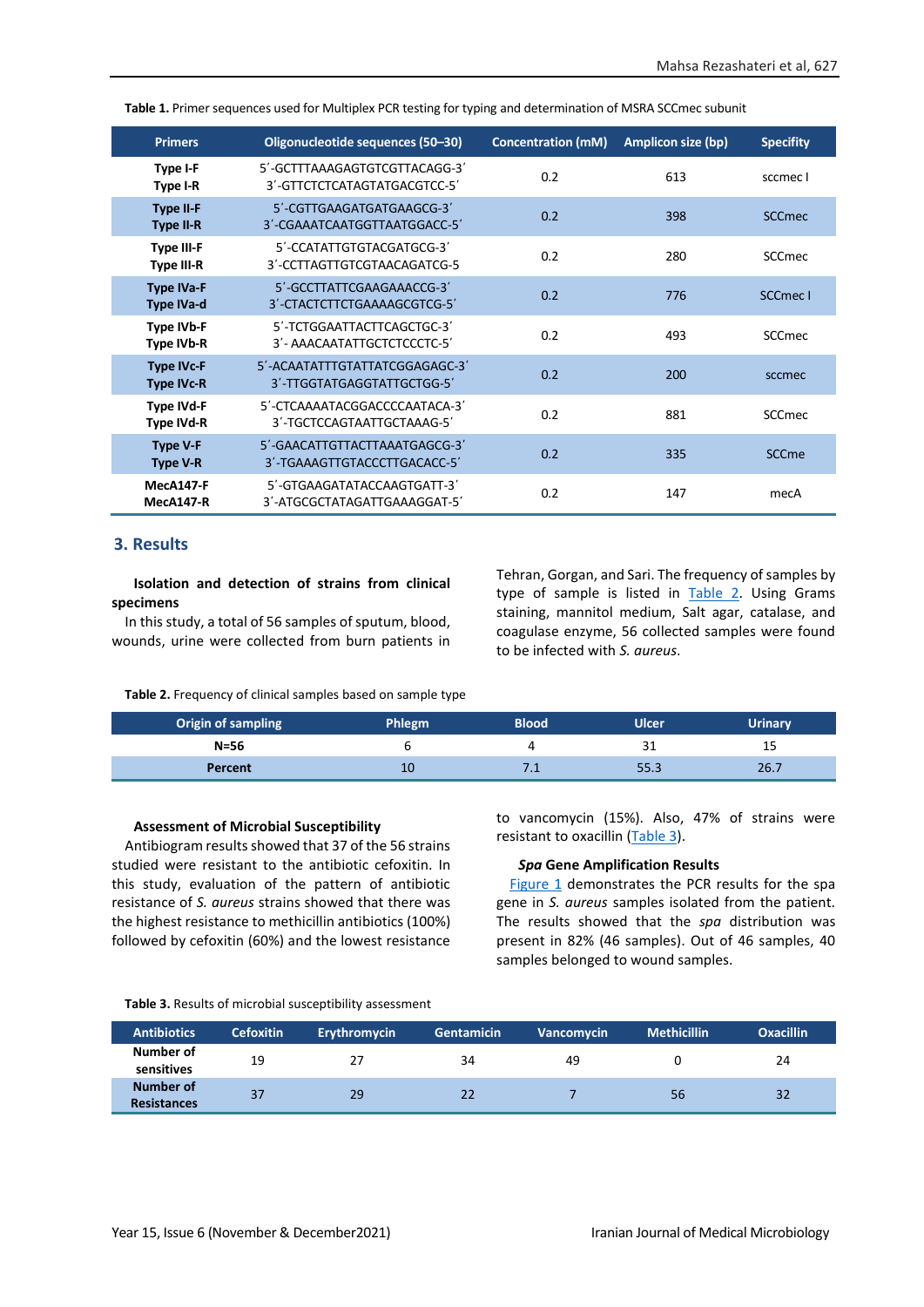**Table 1.** Primer sequences used for Multiplex PCR testing for typing and determination of MSRA SCCmec subunit

| Primers | Oligonucleotide sequences (50–30) | Concentration (mM) | Amplicon size (bp) | Specifity |
|---|---|---|---|---|
| Type I-F<br>Type I-R | 5′-GCTTTAAAGAGTGTCGTTACAGG-3′<br>3′-GTTCTCTCATAGTATGACGTCC-5′ | 0.2 | 613 | sccmec I |
| Type II-F<br>Type II-R | 5′-CGTTGAAGATGATGAAGCG-3′<br>3′-CGAAATCAATGGTTAATGGACC-5′ | 0.2 | 398 | SCCmec |
| Type III-F<br>Type III-R | 5′-CCATATTGTGTACGATGCG-3′<br>3′-CCTTAGTTGTCGTAACAGATCG-5 | 0.2 | 280 | SCCmec |
| Type IVa-F<br>Type IVa-d | 5′-GCCTTATTCGAAGAAACCG-3′<br>3′-CTACTCTTCTGAAAAGCGTCG-5′ | 0.2 | 776 | SCCmec I |
| Type IVb-F<br>Type IVb-R | 5′-TCTGGAATTACTTCAGCTGC-3′<br>3′- AAACAATATTGCTCTCCCTC-5′ | 0.2 | 493 | SCCmec |
| Type IVc-F<br>Type IVc-R | 5′-ACAATATTTGTATTATCGGAGAGC-3′<br>3′-TTGGTATGAGGTATTGCTGG-5′ | 0.2 | 200 | sccmec |
| Type IVd-F<br>Type IVd-R | 5′-CTCAAAATACGGACCCCAATACA-3′<br>3′-TGCTCCAGTAATTGCTAAAG-5′ | 0.2 | 881 | SCCmec |
| Type V-F<br>Type V-R | 5′-GAACATTGTTACTTAAATGAGCG-3′<br>3′-TGAAAGTTGTACCCTTGACACC-5′ | 0.2 | 335 | SCCme |
| MecA147-F<br>MecA147-R | 5′-GTGAAGATATACCAAGTGATT-3′<br>3′-ATGCGCTATAGATTGAAAGGAT-5′ | 0.2 | 147 | mecA |

## 3. Results

**Isolation and detection of strains from clinical specimens**

In this study, a total of 56 samples of sputum, blood, wounds, urine were collected from burn patients in Tehran, Gorgan, and Sari. The frequency of samples by type of sample is listed in Table 2. Using Grams staining, mannitol medium, Salt agar, catalase, and coagulase enzyme, 56 collected samples were found to be infected with *S. aureus*.

**Table 2.** Frequency of clinical samples based on sample type

| Origin of sampling | Phlegm | Blood | Ulcer | Urinary |
|---|---|---|---|---|
| N=56 | 6 | 4 | 31 | 15 |
| Percent | 10 | 7.1 | 55.3 | 26.7 |

**Assessment of Microbial Susceptibility**

Antibiogram results showed that 37 of the 56 strains studied were resistant to the antibiotic cefoxitin. In this study, evaluation of the pattern of antibiotic resistance of *S. aureus* strains showed that there was the highest resistance to methicillin antibiotics (100%) followed by cefoxitin (60%) and the lowest resistance to vancomycin (15%). Also, 47% of strains were resistant to oxacillin (Table 3).

***Spa* Gene Amplification Results**

Figure 1 demonstrates the PCR results for the spa gene in *S. aureus* samples isolated from the patient. The results showed that the *spa* distribution was present in 82% (46 samples). Out of 46 samples, 40 samples belonged to wound samples.

**Table 3.** Results of microbial susceptibility assessment

| Antibiotics | Cefoxitin | Erythromycin | Gentamicin | Vancomycin | Methicillin | Oxacillin |
|---|---|---|---|---|---|---|
| Number of sensitives | 19 | 27 | 34 | 49 | 0 | 24 |
| Number of Resistances | 37 | 29 | 22 | 7 | 56 | 32 |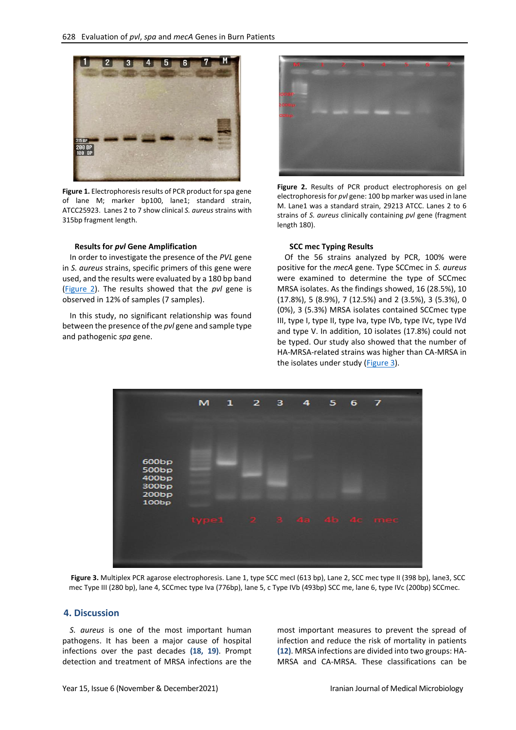**Figure 1.** Electrophoresis results of PCR product for spa gene of lane M; marker bp100, lane1; standard strain, ATCC25923. Lanes 2 to 7 show clinical *S. aureus* strains with 315bp fragment length.

**Figure 2.** Results of PCR product electrophoresis on gel electrophoresis for *pvl* gene: 100 bp marker was used in lane M. Lane1 was a standard strain, 29213 ATCC. Lanes 2 to 6 strains of *S. aureus* clinically containing *pvl* gene (fragment length 180).

### Results for *pvl* Gene Amplification

In order to investigate the presence of the *PVL* gene in *S. aureus* strains, specific primers of this gene were used, and the results were evaluated by a 180 bp band (Figure 2). The results showed that the *pvl* gene is observed in 12% of samples (7 samples).

In this study, no significant relationship was found between the presence of the *pvl* gene and sample type and pathogenic *spa* gene.

### SCC mec Typing Results

Of the 56 strains analyzed by PCR, 100% were positive for the *mecA* gene. Type SCCmec in *S. aureus* were examined to determine the type of SCCmec MRSA isolates. As the findings showed, 16 (28.5%), 10 (17.8%), 5 (8.9%), 7 (12.5%) and 2 (3.5%), 3 (5.3%), 0 (0%), 3 (5.3%) MRSA isolates contained SCCmec type III, type I, type II, type Iva, type IVb, type IVc, type IVd and type V. In addition, 10 isolates (17.8%) could not be typed. Our study also showed that the number of HA-MRSA-related strains was higher than CA-MRSA in the isolates under study (Figure 3).

**Figure 3.** Multiplex PCR agarose electrophoresis. Lane 1, type SCC mecI (613 bp), Lane 2, SCC mec type II (398 bp), lane3, SCC mec Type III (280 bp), lane 4, SCCmec type Iva (776bp), lane 5, c Type IVb (493bp) SCC me, lane 6, type IVc (200bp) SCCmec.

## 4. Discussion

*S. aureus* is one of the most important human pathogens. It has been a major cause of hospital infections over the past decades **(18, 19)**. Prompt detection and treatment of MRSA infections are the most important measures to prevent the spread of infection and reduce the risk of mortality in patients **(12)**. MRSA infections are divided into two groups: HA-MRSA and CA-MRSA. These classifications can be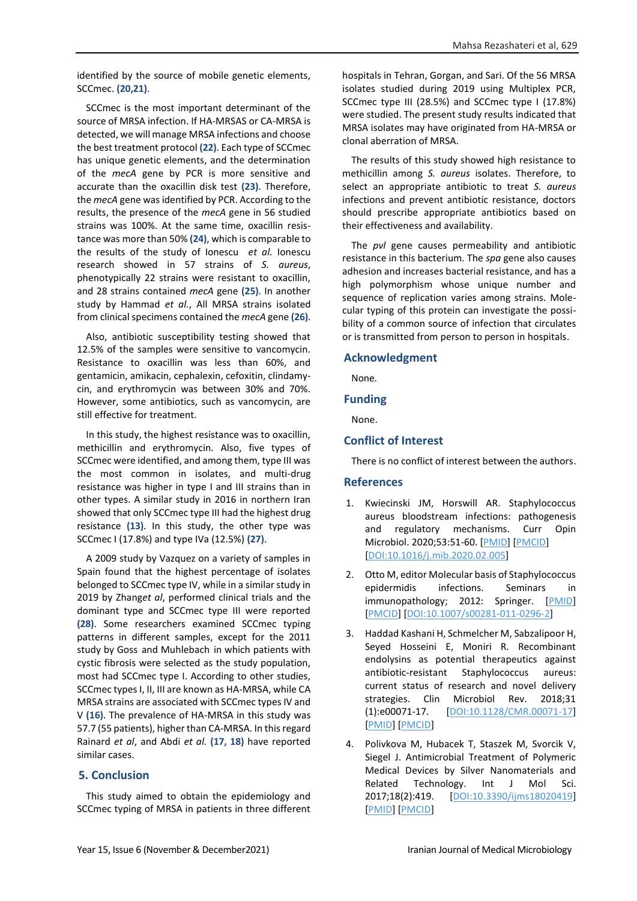identified by the source of mobile genetic elements, SCCmec. **(20,21)**.

SCCmec is the most important determinant of the source of MRSA infection. If HA-MRSAS or CA-MRSA is detected, we will manage MRSA infections and choose the best treatment protocol **(22)**. Each type of SCCmec has unique genetic elements, and the determination of the *mecA* gene by PCR is more sensitive and accurate than the oxacillin disk test **(23)**. Therefore, the *mecA* gene was identified by PCR. According to the results, the presence of the *mecA* gene in 56 studied strains was 100%. At the same time, oxacillin resistance was more than 50% **(24)**, which is comparable to the results of the study of Ionescu *et al.* Ionescu research showed in 57 strains of *S. aureus*, phenotypically 22 strains were resistant to oxacillin, and 28 strains contained *mecA* gene **(25)**. In another study by Hammad *et al.*, All MRSA strains isolated from clinical specimens contained the *mecA* gene **(26)**.

Also, antibiotic susceptibility testing showed that 12.5% of the samples were sensitive to vancomycin. Resistance to oxacillin was less than 60%, and gentamicin, amikacin, cephalexin, cefoxitin, clindamycin, and erythromycin was between 30% and 70%. However, some antibiotics, such as vancomycin, are still effective for treatment.

In this study, the highest resistance was to oxacillin, methicillin and erythromycin. Also, five types of SCCmec were identified, and among them, type III was the most common in isolates, and multi-drug resistance was higher in type I and III strains than in other types. A similar study in 2016 in northern Iran showed that only SCCmec type III had the highest drug resistance **(13)**. In this study, the other type was SCCmec I (17.8%) and type IVa (12.5%) **(27)**.

A 2009 study by Vazquez on a variety of samples in Spain found that the highest percentage of isolates belonged to SCCmec type IV, while in a similar study in 2019 by Zhang*et al*, performed clinical trials and the dominant type and SCCmec type III were reported **(28)**. Some researchers examined SCCmec typing patterns in different samples, except for the 2011 study by Goss and Muhlebach in which patients with cystic fibrosis were selected as the study population, most had SCCmec type I. According to other studies, SCCmec types I, II, III are known as HA-MRSA, while CA MRSA strains are associated with SCCmec types IV and V **(16)**. The prevalence of HA-MRSA in this study was 57.7 (55 patients), higher than CA-MRSA. In this regard Rainard *et al*, and Abdi *et al.* **(17, 18)** have reported similar cases.

## 5. Conclusion

This study aimed to obtain the epidemiology and SCCmec typing of MRSA in patients in three different hospitals in Tehran, Gorgan, and Sari. Of the 56 MRSA isolates studied during 2019 using Multiplex PCR, SCCmec type III (28.5%) and SCCmec type I (17.8%) were studied. The present study results indicated that MRSA isolates may have originated from HA-MRSA or clonal aberration of MRSA.

The results of this study showed high resistance to methicillin among *S. aureus* isolates. Therefore, to select an appropriate antibiotic to treat *S. aureus* infections and prevent antibiotic resistance, doctors should prescribe appropriate antibiotics based on their effectiveness and availability.

The *pvl* gene causes permeability and antibiotic resistance in this bacterium. The *spa* gene also causes adhesion and increases bacterial resistance, and has a high polymorphism whose unique number and sequence of replication varies among strains. Molecular typing of this protein can investigate the possibility of a common source of infection that circulates or is transmitted from person to person in hospitals.

## Acknowledgment

None.

## Funding

None.

## Conflict of Interest

There is no conflict of interest between the authors.

## References

1. Kwiecinski JM, Horswill AR. Staphylococcus aureus bloodstream infections: pathogenesis and regulatory mechanisms. Curr Opin Microbiol. 2020;53:51-60. [PMID] [PMCID] [DOI:10.1016/j.mib.2020.02.005]
2. Otto M, editor Molecular basis of Staphylococcus epidermidis infections. Seminars in immunopathology; 2012: Springer. [PMID] [PMCID] [DOI:10.1007/s00281-011-0296-2]
3. Haddad Kashani H, Schmelcher M, Sabzalipoor H, Seyed Hosseini E, Moniri R. Recombinant endolysins as potential therapeutics against antibiotic-resistant Staphylococcus aureus: current status of research and novel delivery strategies. Clin Microbiol Rev. 2018;31 (1):e00071-17. [DOI:10.1128/CMR.00071-17] [PMID] [PMCID]
4. Polivkova M, Hubacek T, Staszek M, Svorcik V, Siegel J. Antimicrobial Treatment of Polymeric Medical Devices by Silver Nanomaterials and Related Technology. Int J Mol Sci. 2017;18(2):419. [DOI:10.3390/ijms18020419] [PMID] [PMCID]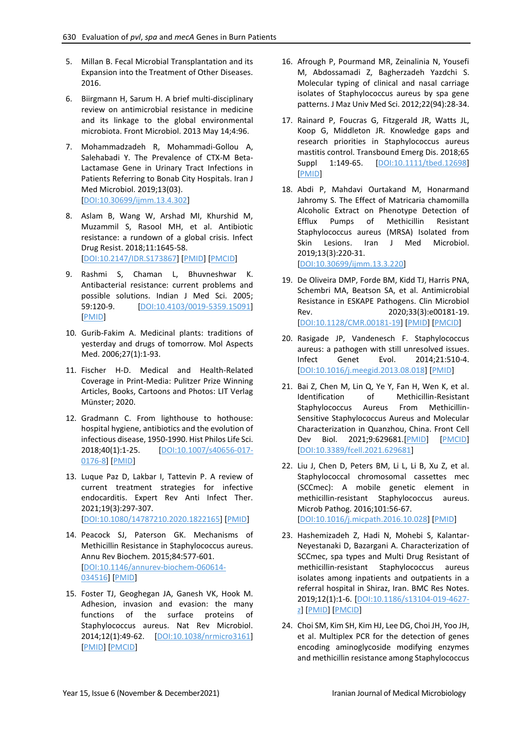5. Millan B. Fecal Microbial Transplantation and its Expansion into the Treatment of Other Diseases. 2016.

6. Biirgmann H, Sarum H. A brief multi-disciplinary review on antimicrobial resistance in medicine and its linkage to the global environmental microbiota. Front Microbiol. 2013 May 14;4:96.

7. Mohammadzadeh R, Mohammadi-Gollou A, Salehabadi Y. The Prevalence of CTX-M Beta-Lactamase Gene in Urinary Tract Infections in Patients Referring to Bonab City Hospitals. Iran J Med Microbiol. 2019;13(03). [DOI:10.30699/ijmm.13.4.302]

8. Aslam B, Wang W, Arshad MI, Khurshid M, Muzammil S, Rasool MH, et al. Antibiotic resistance: a rundown of a global crisis. Infect Drug Resist. 2018;11:1645-58. [DOI:10.2147/IDR.S173867] [PMID] [PMCID]

9. Rashmi S, Chaman L, Bhuvneshwar K. Antibacterial resistance: current problems and possible solutions. Indian J Med Sci. 2005; 59:120-9. [DOI:10.4103/0019-5359.15091] [PMID]

10. Gurib-Fakim A. Medicinal plants: traditions of yesterday and drugs of tomorrow. Mol Aspects Med. 2006;27(1):1-93.

11. Fischer H-D. Medical and Health-Related Coverage in Print-Media: Pulitzer Prize Winning Articles, Books, Cartoons and Photos: LIT Verlag Münster; 2020.

12. Gradmann C. From lighthouse to hothouse: hospital hygiene, antibiotics and the evolution of infectious disease, 1950-1990. Hist Philos Life Sci. 2018;40(1):1-25. [DOI:10.1007/s40656-017-0176-8] [PMID]

13. Luque Paz D, Lakbar I, Tattevin P. A review of current treatment strategies for infective endocarditis. Expert Rev Anti Infect Ther. 2021;19(3):297-307. [DOI:10.1080/14787210.2020.1822165] [PMID]

14. Peacock SJ, Paterson GK. Mechanisms of Methicillin Resistance in Staphylococcus aureus. Annu Rev Biochem. 2015;84:577-601. [DOI:10.1146/annurev-biochem-060614-034516] [PMID]

15. Foster TJ, Geoghegan JA, Ganesh VK, Hook M. Adhesion, invasion and evasion: the many functions of the surface proteins of Staphylococcus aureus. Nat Rev Microbiol. 2014;12(1):49-62. [DOI:10.1038/nrmicro3161] [PMID] [PMCID]

16. Afrough P, Pourmand MR, Zeinalinia N, Yousefi M, Abdossamadi Z, Bagherzadeh Yazdchi S. Molecular typing of clinical and nasal carriage isolates of Staphylococcus aureus by spa gene patterns. J Maz Univ Med Sci. 2012;22(94):28-34.

17. Rainard P, Foucras G, Fitzgerald JR, Watts JL, Koop G, Middleton JR. Knowledge gaps and research priorities in Staphylococcus aureus mastitis control. Transbound Emerg Dis. 2018;65 Suppl 1:149-65. [DOI:10.1111/tbed.12698] [PMID]

18. Abdi P, Mahdavi Ourtakand M, Honarmand Jahromy S. The Effect of Matricaria chamomilla Alcoholic Extract on Phenotype Detection of Efflux Pumps of Methicillin Resistant Staphylococcus aureus (MRSA) Isolated from Skin Lesions. Iran J Med Microbiol. 2019;13(3):220-31. [DOI:10.30699/ijmm.13.3.220]

19. De Oliveira DMP, Forde BM, Kidd TJ, Harris PNA, Schembri MA, Beatson SA, et al. Antimicrobial Resistance in ESKAPE Pathogens. Clin Microbiol Rev. 2020;33(3):e00181-19. [DOI:10.1128/CMR.00181-19] [PMID] [PMCID]

20. Rasigade JP, Vandenesch F. Staphylococcus aureus: a pathogen with still unresolved issues. Infect Genet Evol. 2014;21:510-4. [DOI:10.1016/j.meegid.2013.08.018] [PMID]

21. Bai Z, Chen M, Lin Q, Ye Y, Fan H, Wen K, et al. Identification of Methicillin-Resistant Staphylococcus Aureus From Methicillin-Sensitive Staphylococcus Aureus and Molecular Characterization in Quanzhou, China. Front Cell Dev Biol. 2021;9:629681.[PMID] [PMCID] [DOI:10.3389/fcell.2021.629681]

22. Liu J, Chen D, Peters BM, Li L, Li B, Xu Z, et al. Staphylococcal chromosomal cassettes mec (SCCmec): A mobile genetic element in methicillin-resistant Staphylococcus aureus. Microb Pathog. 2016;101:56-67. [DOI:10.1016/j.micpath.2016.10.028] [PMID]

23. Hashemizadeh Z, Hadi N, Mohebi S, Kalantar-Neyestanaki D, Bazargani A. Characterization of SCCmec, spa types and Multi Drug Resistant of methicillin-resistant Staphylococcus aureus isolates among inpatients and outpatients in a referral hospital in Shiraz, Iran. BMC Res Notes. 2019;12(1):1-6. [DOI:10.1186/s13104-019-4627-z] [PMID] [PMCID]

24. Choi SM, Kim SH, Kim HJ, Lee DG, Choi JH, Yoo JH, et al. Multiplex PCR for the detection of genes encoding aminoglycoside modifying enzymes and methicillin resistance among Staphylococcus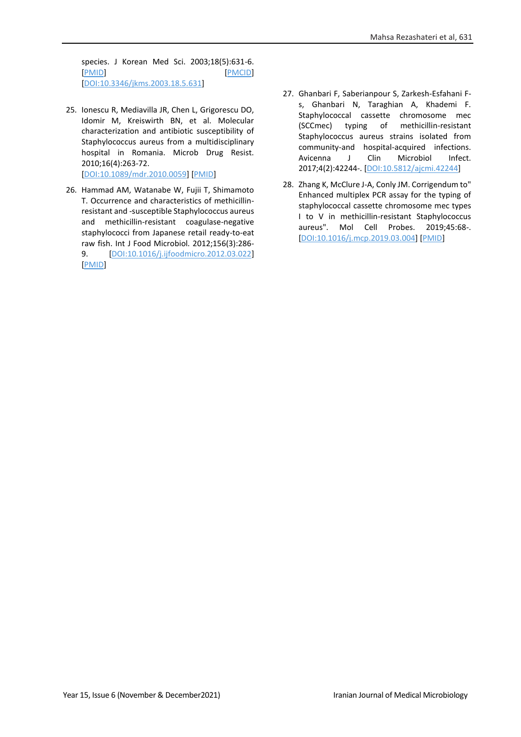species. J Korean Med Sci. 2003;18(5):631-6. [PMID] [PMCID] [DOI:10.3346/jkms.2003.18.5.631]

25. Ionescu R, Mediavilla JR, Chen L, Grigorescu DO, Idomir M, Kreiswirth BN, et al. Molecular characterization and antibiotic susceptibility of Staphylococcus aureus from a multidisciplinary hospital in Romania. Microb Drug Resist. 2010;16(4):263-72. [DOI:10.1089/mdr.2010.0059] [PMID]

26. Hammad AM, Watanabe W, Fujii T, Shimamoto T. Occurrence and characteristics of methicillin-resistant and -susceptible Staphylococcus aureus and methicillin-resistant coagulase-negative staphylococci from Japanese retail ready-to-eat raw fish. Int J Food Microbiol. 2012;156(3):286-9. [DOI:10.1016/j.ijfoodmicro.2012.03.022] [PMID]

27. Ghanbari F, Saberianpour S, Zarkesh-Esfahani F-s, Ghanbari N, Taraghian A, Khademi F. Staphylococcal cassette chromosome mec (SCCmec) typing of methicillin-resistant Staphylococcus aureus strains isolated from community-and hospital-acquired infections. Avicenna J Clin Microbiol Infect. 2017;4(2):42244-. [DOI:10.5812/ajcmi.42244]

28. Zhang K, McClure J-A, Conly JM. Corrigendum to" Enhanced multiplex PCR assay for the typing of staphylococcal cassette chromosome mec types I to V in methicillin-resistant Staphylococcus aureus". Mol Cell Probes. 2019;45:68-. [DOI:10.1016/j.mcp.2019.03.004] [PMID]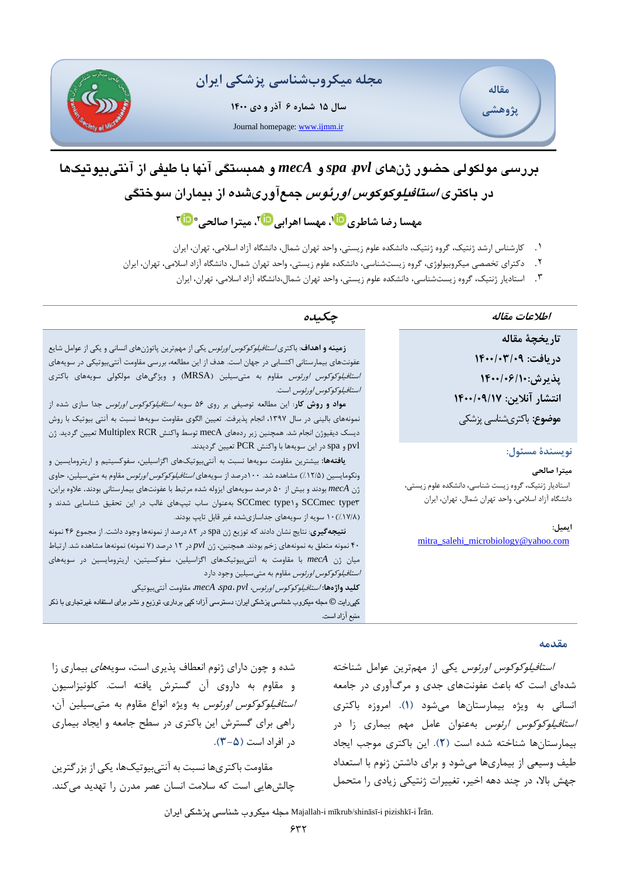# بررسی مولکولی حضور ژن‌های *spa* ،*pvl* و *mecA* و همبستگی آنها با طیفی از آنتی‌بیوتیک‌ها در باکتری *استافیلوکوکوس اورئوس* جمع‌آوری‌شده از بیماران سوختگی

**مهسا رضا شاطری[1]، مهسا اهرابی[2]، میترا صالحی*[3]**

۱. کارشناس ارشد ژنتیک، گروه ژنتیک، دانشکده علوم زیستی، واحد تهران شمال، دانشگاه آزاد اسلامی، تهران، ایران

۲. دکترای تخصصی میکروبیولوژی، گروه زیست‌شناسی، دانشکده علوم زیستی، واحد تهران شمال، دانشگاه آزاد اسلامی، تهران، ایران

۳. استادیار ژنتیک، گروه زیست‌شناسی، دانشکده علوم زیستی، واحد تهران شمال،دانشگاه آزاد اسلامی، تهران، ایران

## اطلاعات مقاله

**تاریخچهٔ مقاله**

**دریافت:** ۱۴۰۰/۰۳/۰۹

**پذیرش:** ۱۴۰۰/۰۶/۱۰

**انتشار آنلاین:** ۱۴۰۰/۰۹/۱۷

**موضوع:** باکتری‌شناسی پزشکی

**نویسندهٔ مسئول:**

**میترا صالحی**

استادیار ژنتیک، گروه زیست شناسی، دانشکده علوم زیستی، دانشگاه آزاد اسلامی، واحد تهران شمال، تهران، ایران

**ایمیل:**

mitra_salehi_microbiology@yahoo.com

## چکیده

**زمینه و اهداف:** باکتری *استافیلوکوکوس اورئوس* یکی از مهم‌ترین پاتوژن‌های انسانی و یکی از عوامل شایع عفونت‌های بیمارستانی اکتسابی در جهان است. هدف از این مطالعه، بررسی مقاومت آنتی‌بیوتیکی در سویه‌های *استافیلوکوکوس اورئوس* مقاوم به متی‌سیلین (MRSA) و ویژگی‌های مولکولی سویه‌های باکتری *استافیلوکوکوس اورئوس* است.

**مواد و روش کار:** این مطالعه توصیفی بر روی ۵۶ سویه *استافیلوکوکوس اورئوس* جدا سازی شده از نمونه‌های بالینی در سال ۱۳۹۷، انجام پذیرفت. تعیین الگوی مقاومت سویه‌ها نسبت به آنتی بیوتیک با روش دیسک دیفیوژن انجام شد. همچنین زیر رده‌های mecA توسط واکنش Multiplex RCR تعیین گردید. ژن pvl و spa در این سویه‌ها با واکنش PCR تعیین گردیدند.

**یافته‌ها:** بیشترین مقاومت سویه‌ها نسبت به آنتی‌بیوتیک‌های اگزاسیلین، سفوکسیتیم و اریترومایسین و ونکومایسین (۱۲/۵٪) مشاهده شد. ۱۰۰درصد از سویه‌های *استافیلوکوکوس اورئوس* مقاوم به متی‌سیلین، حاوی ژن *mecA* بودند و بیش از ۵۰ درصد سویه‌های ایزوله شده مرتبط با عفونت‌های بیمارستانی بودند. علاوه براین، SCCmec type۱ و SCCmec type۳ به‌عنوان ساب تیپ‌های غالب در این تحقیق شناسایی شدند و ۱۰ (۱۷/۸٪) سویه از سویه‌های جداسازی‌شده غیر قابل تایپ بودند.

**نتیجه‌گیری:** نتایج نشان دادند که توزیع ژن spa در ۸۲ درصد از نمونه‌ها وجود داشت. از مجموع ۴۶ نمونه ۴۰ نمونه متعلق به نمونه‌های زخم بودند. همچنین، ژن *pvl* در ۱۲ درصد (۷ نمونه) نمونه‌ها مشاهده شد. ارتباط میان ژن *mecA* با مقاومت به آنتی‌بیوتیک‌های اگزاسیلین، سفوکسیتین، اریترومایسین در سویه‌های *استافیلوکوکوس اورئوس* مقاوم به متی‌سیلین وجود دارد

**کلید واژه‌ها:** *استافیلوکوکوس اورئوس*، *pvl*، *spa*، *mecA*، مقاومت آنتی‌بیوتیکی

کپی‌رایت © مجله میکروب شناسی پزشکی ایران: دسترسی آزاد؛ کپی برداری، توزیع و نشر برای استفاده غیرتجاری با ذکر منبع آزاد است.

## مقدمه

*استافیلوکوکوس اورئوس* یکی از مهم‌ترین عوامل شناخته شده‌ای است که باعث عفونت‌های جدی و مرگ‌آوری در جامعه انسانی به ویژه بیمارستان‌ها می‌شود (۱). امروزه باکتری *استافیلوکوکوس اورئوس* به‌عنوان عامل مهم بیماری زا در بیمارستان‌ها شناخته شده است (۲). این باکتری موجب ایجاد طیف وسیعی از بیماری‌ها می‌شود و برای داشتن ژنوم با استعداد جهش بالا، در چند دهه اخیر، تغییرات ژنتیکی زیادی را متحمل شده و چون دارای ژنوم انعطاف پذیری است، سویه‌های بیماری زا و مقاوم به داروی آن گسترش یافته است. کلونیزاسیون *استافیلوکوکوس اورئوس* به ویژه انواع مقاوم به متی‌سیلین آن، راهی برای گسترش این باکتری در سطح جامعه و ایجاد بیماری در افراد است (۵-۳).

مقاومت باکتری‌ها نسبت به آنتی‌بیوتیک‌ها، یکی از بزرگترین چالش‌هایی است که سلامت انسان عصر مدرن را تهدید می‌کند.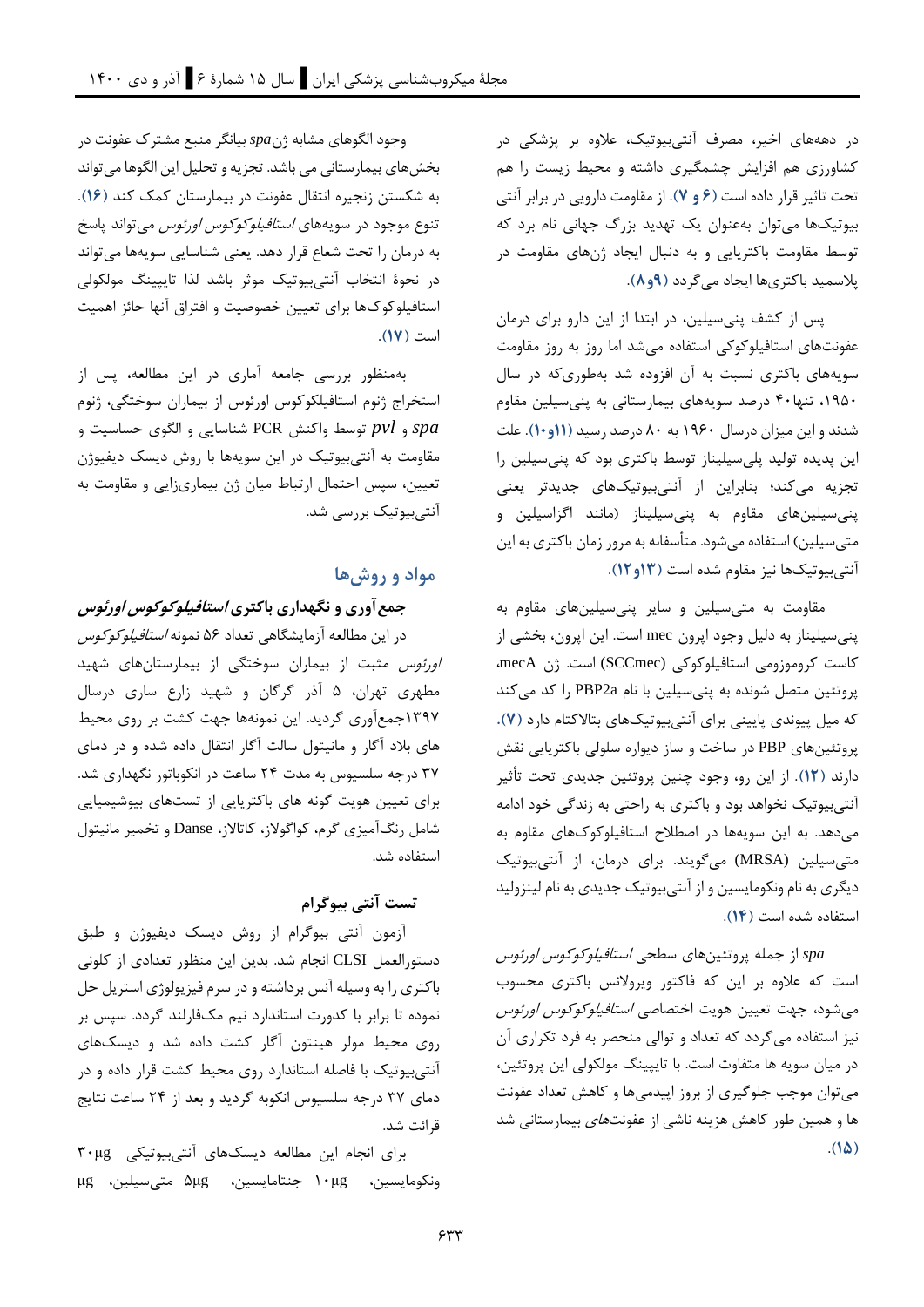در دهه‌های اخیر، مصرف آنتی‌بیوتیک، علاوه بر پزشکی در کشاورزی هم افزایش چشمگیری داشته و محیط زیست را هم تحت تاثیر قرار داده است (۶ و ۷). از مقاومت دارویی در برابر آنتی بیوتیک‌ها می‌توان به‌عنوان یک تهدید بزرگ جهانی نام برد که توسط مقاومت باکتریایی و به دنبال ایجاد ژن‌های مقاومت در پلاسمید باکتری‌ها ایجاد می‌گردد (۹و۸).

پس از کشف پنی‌سیلین، در ابتدا از این دارو برای درمان عفونت‌های استافیلوکوکی استفاده می‌شد اما روز به روز مقاومت سویه‌های باکتری نسبت به آن افزوده شد به‌طوری‌که در سال ۱۹۵۰، تنها۴۰ درصد سویه‌های بیمارستانی به پنی‌سیلین مقاوم شدند و این میزان درسال ۱۹۶۰ به ۸۰ درصد رسید (۱۱و۱۰). علت این پدیده تولید پلی‌سیلیناز توسط باکتری بود که پنی‌سیلین را تجزیه می‌کند؛ بنابراین از آنتی‌بیوتیک‌های جدیدتر یعنی پنی‌سیلین‌های مقاوم به پنی‌سیلیناز (مانند اگزاسیلین و متی‌سیلین) استفاده می‌شود. متأسفانه به مرور زمان باکتری به این آنتی‌بیوتیک‌ها نیز مقاوم شده است (۱۳و۱۲).

مقاومت به متی‌سیلین و سایر پنی‌سیلین‌های مقاوم به پنی‌سیلیناز به دلیل وجود اپرون mec است. این اپرون، بخشی از کاست کروموزومی استافیلوکوکی (SCCmec) است. ژن mecA، پروتئین متصل شونده به پنی‌سیلین با نام PBP2a را کد می‌کند که میل پیوندی پایینی برای آنتی‌بیوتیک‌های بتالاکتام دارد (۷). پروتئین‌های PBP در ساخت و ساز دیواره سلولی باکتریایی نقش دارند (۱۲). از این رو، وجود چنین پروتئین جدیدی تحت تأثیر آنتی‌بیوتیک نخواهد بود و باکتری به راحتی به زندگی خود ادامه می‌دهد. به این سویه‌ها در اصطلاح استافیلوکوک‌های مقاوم به متی‌سیلین (MRSA) می‌گویند. برای درمان، از آنتی‌بیوتیک دیگری به نام ونکومایسین و از آنتی‌بیوتیک جدیدی به نام لینزولید استفاده شده است (۱۴).

*spa* از جمله پروتئین‌های سطحی *استافیلوکوکوس اورئوس* است که علاوه بر این که فاکتور ویرولانس باکتری محسوب می‌شود، جهت تعیین هویت اختصاصی *استافیلوکوکوس اورئوس* نیز استفاده می‌گردد که تعداد و توالی منحصر به فرد تکراری آن در میان سویه ها متفاوت است. با تایپینگ مولکولی این پروتئین، می‌توان موجب جلوگیری از بروز اپیدمی‌ها و کاهش تعداد عفونت ها و همین طور کاهش هزینه ناشی از عفونت‌های بیمارستانی شد (۱۵).

وجود الگوهای مشابه ژن*spa* بیانگر منبع مشترک عفونت در بخش‌های بیمارستانی می باشد. تجزیه و تحلیل این الگوها می‌تواند به شکستن زنجیره انتقال عفونت در بیمارستان کمک کند (۱۶). تنوع موجود در سویه‌های *استافیلوکوکوس اورئوس* می‌تواند پاسخ به درمان را تحت شعاع قرار دهد. یعنی شناسایی سویه‌ها می‌تواند در نحوهٔ انتخاب آنتی‌بیوتیک موثر باشد لذا تایپینگ مولکولی استافیلوکوک‌ها برای تعیین خصوصیت و افتراق آنها حائز اهمیت است (۱۷).

به‌منظور بررسی جامعه آماری در این مطالعه، پس از استخراج ژنوم استافیلکوکوس اورئوس از بیماران سوختگی، ژنوم *spa* و *pvl* توسط واکنش PCR شناسایی و الگوی حساسیت و مقاومت به آنتی‌بیوتیک در این سویه‌ها با روش دیسک دیفیوژن تعیین، سپس احتمال ارتباط میان ژن بیماری‌زایی و مقاومت به آنتی‌بیوتیک بررسی شد.

## مواد و روش‌ها

### جمع آوری و نگهداری باکتری *استافیلوکوکوس اورئوس*

در این مطالعه آزمایشگاهی تعداد ۵۶ نمونه *استافیلوکوکوس اورئوس* مثبت از بیماران سوختگی از بیمارستان‌های شهید مطهری تهران، ۵ آذر گرگان و شهید زارع ساری درسال ۱۳۹۷جمع‌آوری گردید. این نمونه‌ها جهت کشت بر روی محیط های بلاد آگار و مانیتول سالت آگار انتقال داده شده و در دمای ۳۷ درجه سلسیوس به مدت ۲۴ ساعت در انکوباتور نگهداری شد. برای تعیین هویت گونه های باکتریایی از تست‌های بیوشیمیایی شامل رنگ‌آمیزی گرم، کواگولاز، کاتالاز، Danse و تخمیر مانیتول استفاده شد.

### تست آنتی بیوگرام

آزمون آنتی بیوگرام از روش دیسک دیفیوژن و طبق دستورالعمل CLSI انجام شد. بدین این منظور تعدادی از کلونی باکتری را به وسیله آنس برداشته و در سرم فیزیولوژی استریل حل نموده تا برابر با کدورت استاندارد نیم مک‌فارلند گردد. سپس بر روی محیط مولر هینتون آگار کشت داده شد و دیسک‌های آنتی‌بیوتیک با فاصله استاندارد روی محیط کشت قرار داده و در دمای ۳۷ درجه سلسیوس انکوبه گردید و بعد از ۲۴ ساعت نتایج قرائت شد.

برای انجام این مطالعه دیسک‌های آنتی‌بیوتیکی ۳۰µg ونکومایسین، ۱۰µg جنتامایسین، ۵µg متی‌سیلین، µg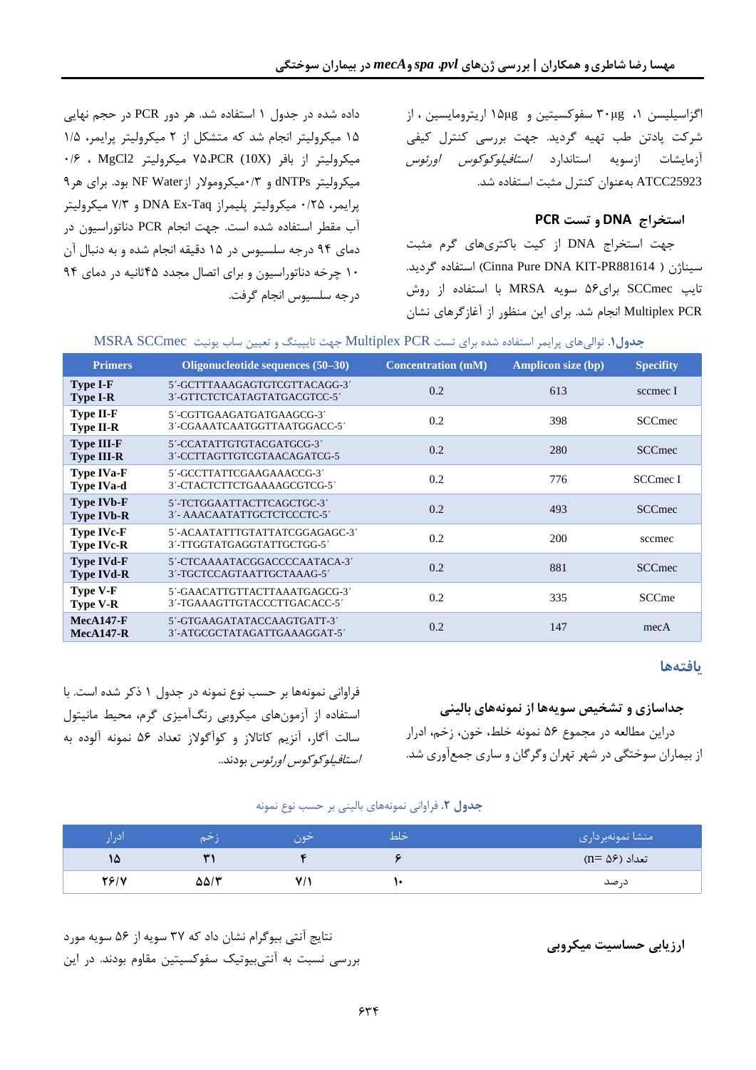اگزاسیلین ۱، ۳۰µg سفوکسیتین و ۱۵µg اریترومایسین ، از شرکت پادتن طب تهیه گردید. جهت بررسی کنترل کیفی آزمایشات ازسویه استاندارد *استافیلوکوکوس اورئوس* ATCC25923 به‌عنوان کنترل مثبت استفاده شد.

### استخراج DNA و تست PCR

جهت استخراج DNA از کیت باکتری‌های گرم مثبت سیناژن ( Cinna Pure DNA KIT-PR881614) استفاده گردید. تایپ SCCmec برای۵۶ سویه MRSA با استفاده از روش Multiplex PCR انجام شد. برای این منظور از آغازگرهای نشان داده شده در جدول ۱ استفاده شد. هر دور PCR در حجم نهایی ۱۵ میکرولیتر انجام شد که متشکل از ۲ میکرولیتر پرایمر، ۱/۵ میکرولیتر از بافر PCR (10X)، ۷۵ میکرولیتر MgCl2 ، ۰/۶ میکرولیتر dNTPs و ۰/۳میکرومولار از NF Water بود. برای هر۹ پرایمر، ۰/۲۵ میکرولیتر پلیمراز DNA Ex-Taq و ۷/۳ میکرولیتر آب مقطر استفاده شده است. جهت انجام PCR دناتوراسیون در دمای ۹۴ درجه سلسیوس در ۱۵ دقیقه انجام شده و به دنبال آن ۱۰ چرخه دناتوراسیون و برای اتصال مجدد ۴۵ثانیه در دمای ۹۴ درجه سلسیوس انجام گرفت.

**جدول۱.** توالی‌های پرایمر استفاده شده برای تست Multiplex PCR جهت تایپینگ و تعیین ساب یونیت MSRA SCCmec

| Primers | Oligonucleotide sequences (50–30) | Concentration (mM) | Amplicon size (bp) | Specifity |
|---|---|---|---|---|
| **Type I-F**<br>**Type I-R** | 5′-GCTTTAAAGAGTGTCGTTACAGG-3′<br>3′-GTTCTCTCATAGTATGACGTCC-5′ | 0.2 | 613 | sccmec I |
| **Type II-F**<br>**Type II-R** | 5′-CGTTGAAGATGATGAAGCG-3′<br>3′-CGAAATCAATGGTTAATGGACC-5′ | 0.2 | 398 | SCCmec |
| **Type III-F**<br>**Type III-R** | 5′-CCATATTGTGTACGATGCG-3′<br>3′-CCTTAGTTGTCGTAACAGATCG-5 | 0.2 | 280 | SCCmec |
| **Type IVa-F**<br>**Type IVa-d** | 5′-GCCTTATTCGAAGAAACCG-3′<br>3′-CTACTCTTCTGAAAAGCGTCG-5′ | 0.2 | 776 | SCCmec I |
| **Type IVb-F**<br>**Type IVb-R** | 5′-TCTGGAATTACTTCAGCTGC-3′<br>3′- AAACAATATTGCTCTCCCTC-5′ | 0.2 | 493 | SCCmec |
| **Type IVc-F**<br>**Type IVc-R** | 5′-ACAATATTTGTATTATCGGAGAGC-3′<br>3′-TTGGTATGAGGTATTGCTGG-5′ | 0.2 | 200 | sccmec |
| **Type IVd-F**<br>**Type IVd-R** | 5′-CTCAAAATACGGACCCCAATACA-3′<br>3′-TGCTCCAGTAATTGCTAAAG-5′ | 0.2 | 881 | SCCmec |
| **Type V-F**<br>**Type V-R** | 5′-GAACATTGTTACTTAAATGAGCG-3′<br>3′-TGAAAGTTGTACCCTTGACACC-5′ | 0.2 | 335 | SCCme |
| **MecA147-F**<br>**MecA147-R** | 5′-GTGAAGATATACCAAGTGATT-3′<br>3′-ATGCGCTATAGATTGAAAGGAT-5′ | 0.2 | 147 | mecA |

## یافته‌ها

### جداسازی و تشخیص سویه‌ها از نمونه‌های بالینی

دراین مطالعه در مجموع ۵۶ نمونه خلط، خون، زخم، ادرار از بیماران سوختگی در شهر تهران وگرگان و ساری جمع‌آوری شد.

فراوانی نمونه‌ها بر حسب نوع نمونه در جدول ۱ ذکر شده است. با استفاده از آزمون‌های میکروبی رنگ‌آمیزی گرم، محیط مانیتول سالت آگار، آنزیم کاتالاز و کواگولاز تعداد ۵۶ نمونه آلوده به *استافیلوکوکوس اورئوس* بودند..

**جدول ۲.** فراوانی نمونه‌های بالینی بر حسب نوع نمونه

| منشا نمونه‌برداری | خلط | خون | زخم | ادرار |
|---|---|---|---|---|
| تعداد (n= ۵۶) | ۶ | ۴ | ۳۱ | ۱۵ |
| درصد | ۱۰ | ۷/۱ | ۵۵/۳ | ۲۶/۷ |

### ارزیابی حساسیت میکروبی

نتایج آنتی بیوگرام نشان داد که ۳۷ سویه از ۵۶ سویه مورد بررسی نسبت به آنتی‌بیوتیک سفوکسیتین مقاوم بودند. در این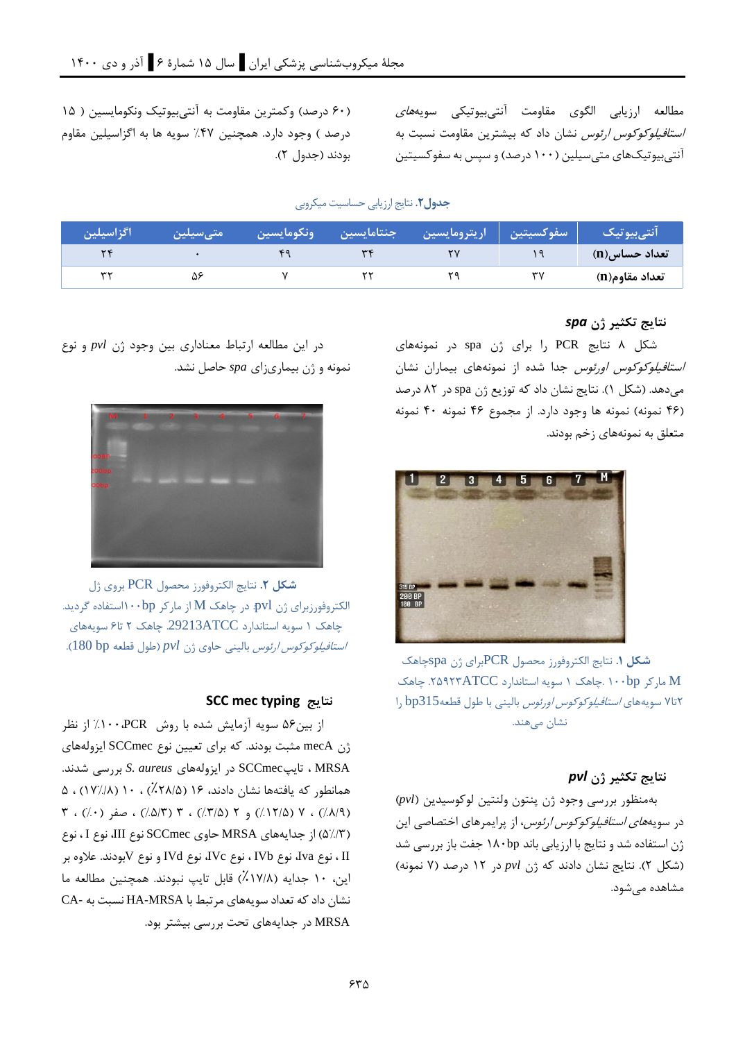مطالعه ارزیابی الگوی مقاومت آنتی‌بیوتیکی سویه‌های *استافیلوکوکوس ارئوس* نشان داد که بیشترین مقاومت نسبت به آنتی‌بیوتیک‌های متی‌سیلین (۱۰۰ درصد) و سپس به سفوکسیتین (۶۰ درصد) وکمترین مقاومت به آنتی‌بیوتیک ونکومایسین (۱۵ درصد) وجود دارد. همچنین ۴۷٪ سویه ها به اگزاسیلین مقاوم بودند (جدول ۲).

**جدول۲.** نتایج ارزیابی حساسیت میکروبی

| آنتی‌بیوتیک | سفوکسیتین | اریترومایسین | جنتامایسین | ونکومایسین | متی‌سیلین | اگزاسیلین |
| --- | --- | --- | --- | --- | --- | --- |
| **تعداد حساس(n)** | ۱۹ | ۲۷ | ۳۴ | ۴۹ | ۰ | ۲۴ |
| **تعداد مقاوم(n)** | ۳۷ | ۲۹ | ۲۲ | ۷ | ۵۶ | ۳۲ |

### نتایج تکثیر ژن *spa*

شکل ۸ نتایج PCR را برای ژن spa در نمونه‌های *استافیلوکوکوس اورئوس* جدا شده از نمونه‌های بیماران نشان می‌دهد. (شکل ۱). نتایج نشان داد که توزیع ژن spa در ۸۲ درصد (۴۶ نمونه) نمونه ها وجود دارد. از مجموع ۴۶ نمونه ۴۰ نمونه متعلق به نمونه‌های زخم بودند.

**شکل ۱.** نتایج الکتروفورز محصول PCRبرای ژن spaچاهک M مارکر ۱۰۰bp. چاهک ۱ سویه استاندارد ۲۵۹۲۳ATCC. چاهک ۲تا۷ سویه‌های *استافیلوکوکوس اورئوس* بالینی با طول قطعهbp315 را نشان می‌دهند.

### نتایج تکثیر ژن *pvl*

به‌منظور بررسی وجود ژن پنتون ولنتین لوکوسیدین (*pvl*) در سویه‌های *استافیلوکوکوس ارئوس*، از پرایمرهای اختصاصی این ژن استفاده شد و نتایج با ارزیابی باند ۱۸۰bp جفت باز بررسی شد (شکل ۲). نتایج نشان دادند که ژن *pvl* در ۱۲ درصد (۷ نمونه) مشاهده می‌شود.

در این مطالعه ارتباط معناداری بین وجود ژن *pvl* و نوع نمونه و ژن بیماریزای *spa* حاصل نشد.

**شکل ۲.** نتایج الکتروفورز محصول PCR بروی ژن الکتروفورزبرای ژن pvl. در چاهک M از مارکر ۱۰۰bpاستفاده گردید. چاهک ۱ سویه استاندارد 29213ATCC. چاهک ۲ تا۶ سویه‌های *استافیلوکوکوس ارئوس* بالینی حاوی ژن *pvl* (طول قطعه 180 bp).

### نتایج SCC mec typing

از بین۵۶ سویه آزمایش شده با روش PCR، ۱۰۰٪ از نظر ژن mecA مثبت بودند. که برای تعیین نوع SCCmec ایزوله‌های MRSA ، تایپSCCmec در ایزوله‌های *S. aureus* بررسی شدند. همانطور که یافته‌ها نشان دادند، ۱۶ (۲۸/۵٪) ، ۱۰ (۱۷/۸٪) ، ۵ (۸/۹٪) ، ۷ (۱۲/۵٪) و ۲ (۳/۵٪) ، ۳ (۵/۳٪) ، صفر (۰٪) ، ۳ (۵/۳٪) از جدایه‌های MRSA حاوی SCCmec نوع III، نوع I ، نوع II ، نوع Iva، نوع IVb، نوع IVc، نوع IVd و نوع Vبودند. علاوه بر این، ۱۰ جدایه (۱۷/۸٪) قابل تایپ نبودند. همچنین مطالعه ما نشان داد که تعداد سویه‌های مرتبط با HA-MRSA نسبت به CA-MRSA در جدایه‌های تحت بررسی بیشتر بود.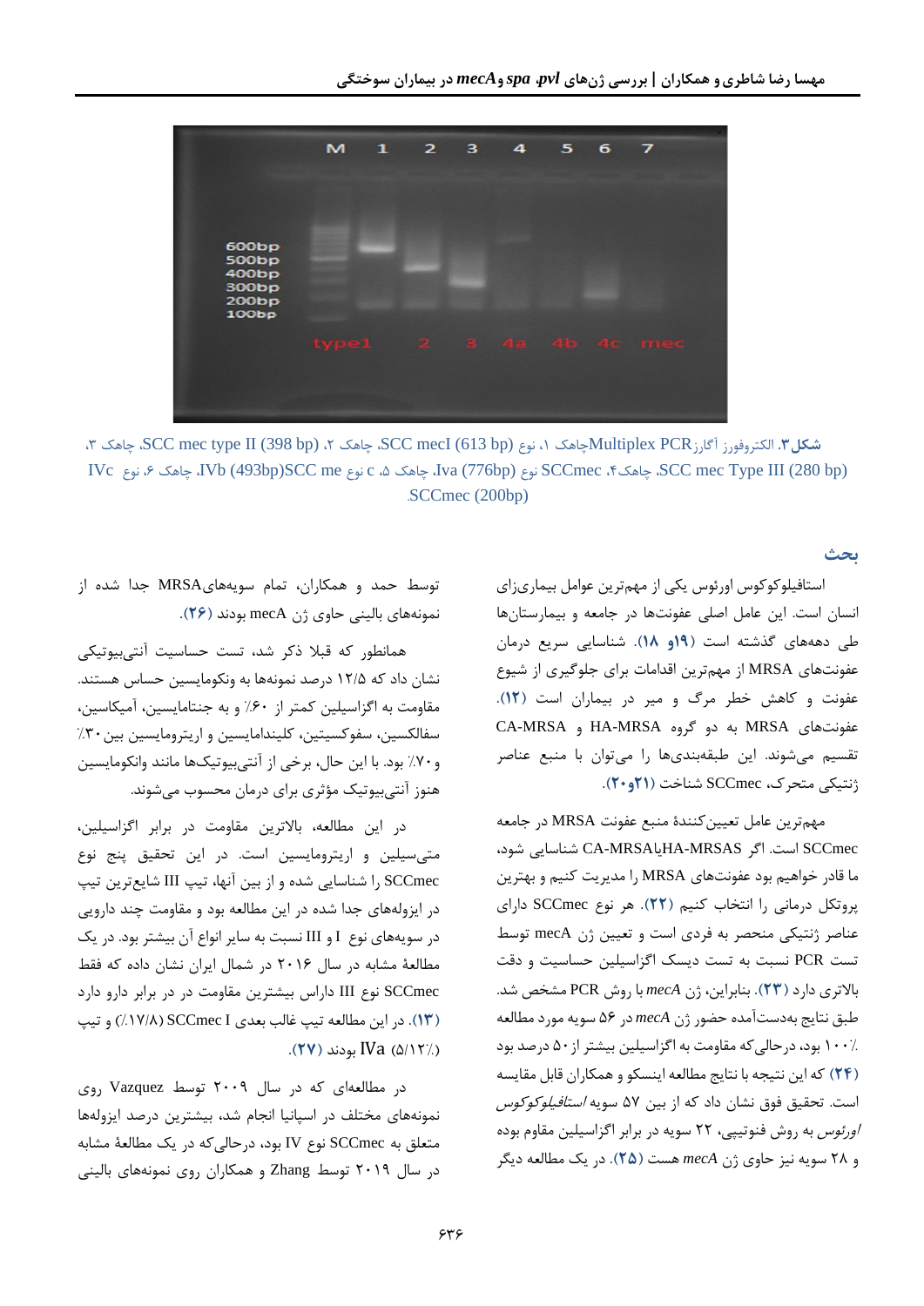**شکل ۳**. الکتروفورز آگارز Multiplex PCRچاهک ۱، نوع SCC mecI (613 bp)، چاهک ۲، SCC mec type II (398 bp)، چاهک ۳، SCC mec Type III (280 bp)، چاهک۴، SCCmec نوع Iva (776bp)، چاهک ۵، نوع c SCC me IVb (493bp)، چاهک ۶، نوع IVc SCCmec (200bp).

## بحث

استافیلوکوکوس اورئوس یکی از مهم‌ترین عوامل بیماری‌زای انسان است. این عامل اصلی عفونت‌ها در جامعه و بیمارستان‌ها طی دهه‌های گذشته است (۱۹و ۱۸). شناسایی سریع درمان عفونت‌های MRSA از مهم‌ترین اقدامات برای جلوگیری از شیوع عفونت و کاهش خطر مرگ و میر در بیماران است (۱۲). عفونت‌های MRSA به دو گروه HA-MRSA و CA-MRSA تقسیم می‌شوند. این طبقه‌بندی‌ها را می‌توان با منبع عناصر ژنتیکی متحرک، SCCmec شناخت (۲۱و۲۰).

مهم‌ترین عامل تعیین‌کنندهٔ منبع عفونت MRSA در جامعه SCCmec است. اگر HA-MRSASیاCA-MRSA شناسایی شود، ما قادر خواهیم بود عفونت‌های MRSA را مدیریت کنیم و بهترین پروتکل درمانی را انتخاب کنیم (۲۲). هر نوع SCCmec دارای عناصر ژنتیکی منحصر به فردی است و تعیین ژن mecA توسط تست PCR نسبت به تست دیسک اگزاسیلین حساسیت و دقت بالاتری دارد (۲۳). بنابراین، ژن *mecA* با روش PCR مشخص شد. طبق نتایج به‌دست‌آمده حضور ژن *mecA* در ۵۶ سویه مورد مطالعه ۱۰۰٪ بود، درحالی‌که مقاومت به اگزاسیلین بیشتر از ۵۰ درصد بود (۲۴) که این نتیجه با نتایج مطالعه اینسکو و همکاران قابل مقایسه است. تحقیق فوق نشان داد که از بین ۵۷ سویه *استافیلوکوکوس اورئوس* به روش فنوتیپی، ۲۲ سویه در برابر اگزاسیلین مقاوم بوده و ۲۸ سویه نیز حاوی ژن *mecA* هست (۲۵). در یک مطالعه دیگر توسط حمد و همکاران، تمام سویه‌هایMRSA جدا شده از نمونه‌های بالینی حاوی ژن mecA بودند (۲۶).

همانطور که قبلا ذکر شد، تست حساسیت آنتی‌بیوتیکی نشان داد که ۱۲/۵ درصد نمونه‌ها به ونکومایسین حساس هستند. مقاومت به اگزاسیلین کمتر از ۶۰٪ و به جنتامایسین، آمپاسین، سفالکسین، سفوکسیتین، کلیندامایسین و اریترومایسین بین ۳۰٪ و ۷۰٪ بود. با این حال، برخی از آنتی‌بیوتیک‌ها مانند ونکومایسین هنوز آنتی‌بیوتیک مؤثری برای درمان محسوب می‌شوند.

در این مطالعه، بالاترین مقاومت در برابر اگزاسیلین، متی‌سیلین و اریترومایسین است. در این تحقیق پنج نوع SCCmec را شناسایی شده و از بین آنها، تیپ III شایع‌ترین تیپ در ایزوله‌های جدا شده در این مطالعه بود و مقاومت چند دارویی در سویه‌های نوع I و III نسبت به سایر انواع آن بیشتر بود. در یک مطالعهٔ مشابه در سال ۲۰۱۶ در شمال ایران نشان داده که فقط SCCmec نوع III داراى بیشترین مقاومت در در برابر دارو دارد (۱۳). در این مطالعه تیپ غالب بعدی SCCmec I (۱۷/۸٪) و تیپ IVa (۵/۱۲٪) بودند (۲۷).

در مطالعه‌ای که در سال ۲۰۰۹ توسط Vazquez روی نمونه‌های مختلف در اسپانیا انجام شد، بیشترین درصد ایزوله‌ها متعلق به SCCmec نوع IV بود، درحالی‌که در یک مطالعهٔ مشابه در سال ۲۰۱۹ توسط Zhang و همکاران روی نمونه‌های بالینی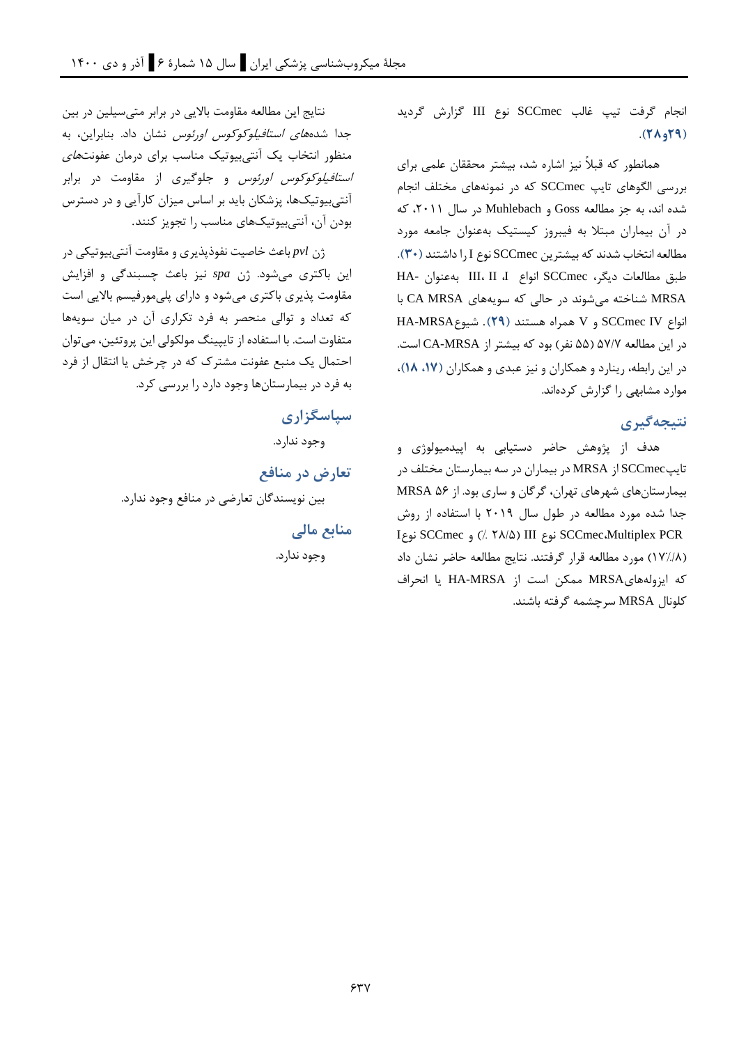انجام گرفت تیپ غالب SCCmec نوع III گزارش گردید (۲۸و۲۹).

همانطور که قبلاً نیز اشاره شد، بیشتر محققان علمی برای بررسی الگوهای تایپ SCCmec که در نمونه‌های مختلف انجام شده اند، به جز مطالعه Goss و Muhlebach در سال ۲۰۱۱، که در آن بیماران مبتلا به فیبروز کیستیک به‌عنوان جامعه مورد مطالعه انتخاب شدند که بیشترین SCCmec نوع I را داشتند (۳۰). طبق مطالعات دیگر، SCCmec انواع I، II، III به‌عنوان HA-MRSA شناخته می‌شوند در حالی که سویه‌های CA MRSA با انواع SCCmec IV و V همراه هستند (۲۹). شیوعHA-MRSA در این مطالعه ۵۷/۷ (۵۵ نفر) بود که بیشتر از CA-MRSA است. در این رابطه، رینارد و همکاران و نیز عبدی و همکاران (۱۷، ۱۸)، موارد مشابهی را گزارش کرده‌اند.

## نتیجه‌گیری

هدف از پژوهش حاضر دستیابی به اپیدمیولوژی و تایپSCCmec از MRSA در بیماران در سه بیمارستان مختلف در بیمارستان‌های شهرهای تهران، گرگان و ساری بود. از ۵۶ MRSA جدا شده مورد مطالعه در طول سال ۲۰۱۹ با استفاده از روش Multiplex PCR،SCCmec نوع III (۲۸/۵ ٪) و SCCmec نوعI (۱۷/۸٪) مورد مطالعه قرار گرفتند. نتایج مطالعه حاضر نشان داد که ایزوله‌هایMRSA ممکن است از HA-MRSA یا انحراف کلونال MRSA سرچشمه گرفته باشند.

نتایج این مطالعه مقاومت بالایی در برابر متی‌سیلین در بین جدا شده‌های *استافیلوکوکوس اورئوس* نشان داد. بنابراین، به منظور انتخاب یک آنتی‌بیوتیک مناسب برای درمان عفونت‌های *استافیلوکوکوس اورئوس* و جلوگیری از مقاومت در برابر آنتی‌بیوتیک‌ها، پزشکان باید بر اساس میزان کارآیی و در دسترس بودن آن، آنتی‌بیوتیک‌های مناسب را تجویز کنند.

ژن *pvl* باعث خاصیت نفوذپذیری و مقاومت آنتی‌بیوتیکی در این باکتری می‌شود. ژن *spa* نیز باعث چسبندگی و افزایش مقاومت پذیری باکتری می‌شود و دارای پلی‌مورفیسم بالایی است که تعداد و توالی منحصر به فرد تکراری آن در میان سویه‌ها متفاوت است. با استفاده از تایپینگ مولکولی این پروتئین، می‌توان احتمال یک منبع عفونت مشترک که در چرخش یا انتقال از فرد به فرد در بیمارستان‌ها وجود دارد را بررسی کرد.

## سپاسگزاری

وجود ندارد.

## تعارض در منافع

بین نویسندگان تعارضی در منافع وجود ندارد.

## منابع مالی

وجود ندارد.